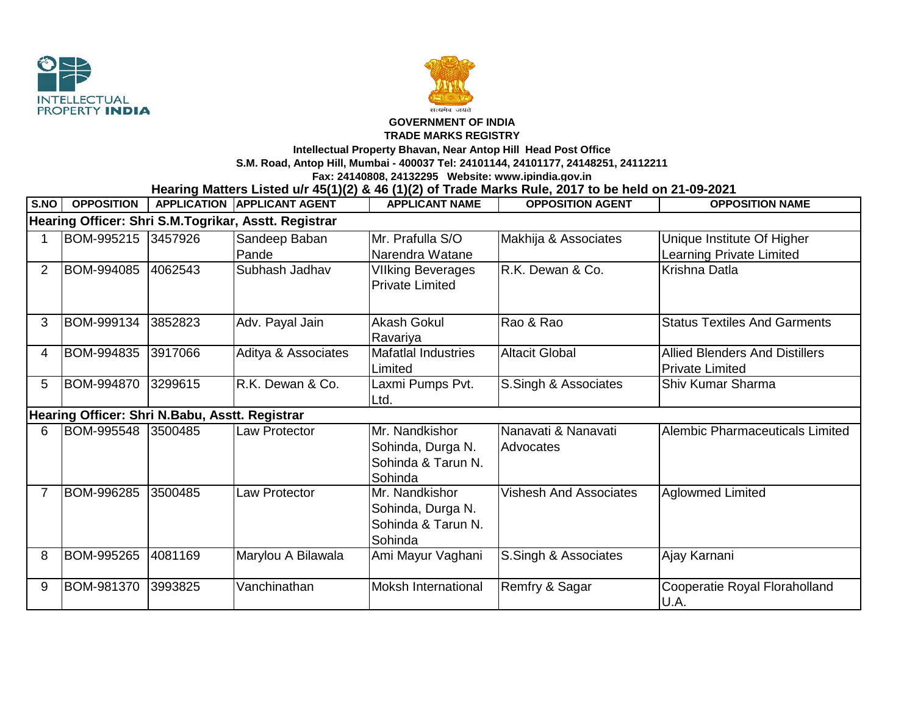**GOVERNMENT OF INDIA**

**TRADE MARKS REGISTRY**

**Intellectual Property Bhavan, Near Antop Hill Head Post Office**

**S.M. Road, Antop Hill, Mumbai - 400037 Tel: 24101144, 24101177, 24148251, 24112211**

**Fax: 24140808, 24132295 Website: www.ipindia.gov.in**

## Hearing Matters Listed u/r 45(1)(2) & 46 (1)(2) of Trade Marks Rule, 2017 to be held on 21-09-2021

| S.NO | OPPOSITION | APPLICATION | APPLICANT AGENT | APPLICANT NAME | OPPOSITION AGENT | OPPOSITION NAME |
|---|---|---|---|---|---|---|
| **Hearing Officer: Shri S.M.Togrikar, Asstt. Registrar** | | | | | | |
| 1 | BOM-995215 | 3457926 | Sandeep Baban Pande | Mr. Prafulla S/O Narendra Watane | Makhija & Associates | Unique Institute Of Higher Learning Private Limited |
| 2 | BOM-994085 | 4062543 | Subhash Jadhav | VIlking Beverages Private Limited | R.K. Dewan & Co. | Krishna Datla |
| 3 | BOM-999134 | 3852823 | Adv. Payal Jain | Akash Gokul Ravariya | Rao & Rao | Status Textiles And Garments |
| 4 | BOM-994835 | 3917066 | Aditya & Associates | Mafatlal Industries Limited | Altacit Global | Allied Blenders And Distillers Private Limited |
| 5 | BOM-994870 | 3299615 | R.K. Dewan & Co. | Laxmi Pumps Pvt. Ltd. | S.Singh & Associates | Shiv Kumar Sharma |
| **Hearing Officer: Shri N.Babu, Asstt. Registrar** | | | | | | |
| 6 | BOM-995548 | 3500485 | Law Protector | Mr. Nandkishor Sohinda, Durga N. Sohinda & Tarun N. Sohinda | Nanavati & Nanavati Advocates | Alembic Pharmaceuticals Limited |
| 7 | BOM-996285 | 3500485 | Law Protector | Mr. Nandkishor Sohinda, Durga N. Sohinda & Tarun N. Sohinda | Vishesh And Associates | Aglowmed Limited |
| 8 | BOM-995265 | 4081169 | Marylou A Bilawala | Ami Mayur Vaghani | S.Singh & Associates | Ajay Karnani |
| 9 | BOM-981370 | 3993825 | Vanchinathan | Moksh International | Remfry & Sagar | Cooperatie Royal Floraholland U.A. |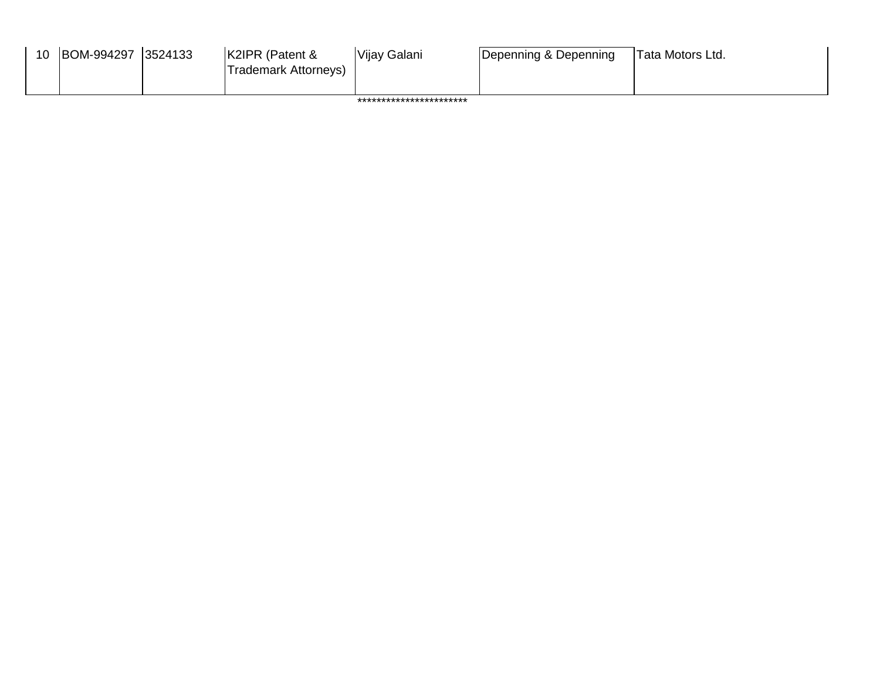| | | | | | | |
|---|---|---|---|---|---|---|
| 10 | BOM-994297 | 3524133 | K2IPR (Patent & Trademark Attorneys) | Vijay Galani | Depenning & Depenning | Tata Motors Ltd. |

***********************